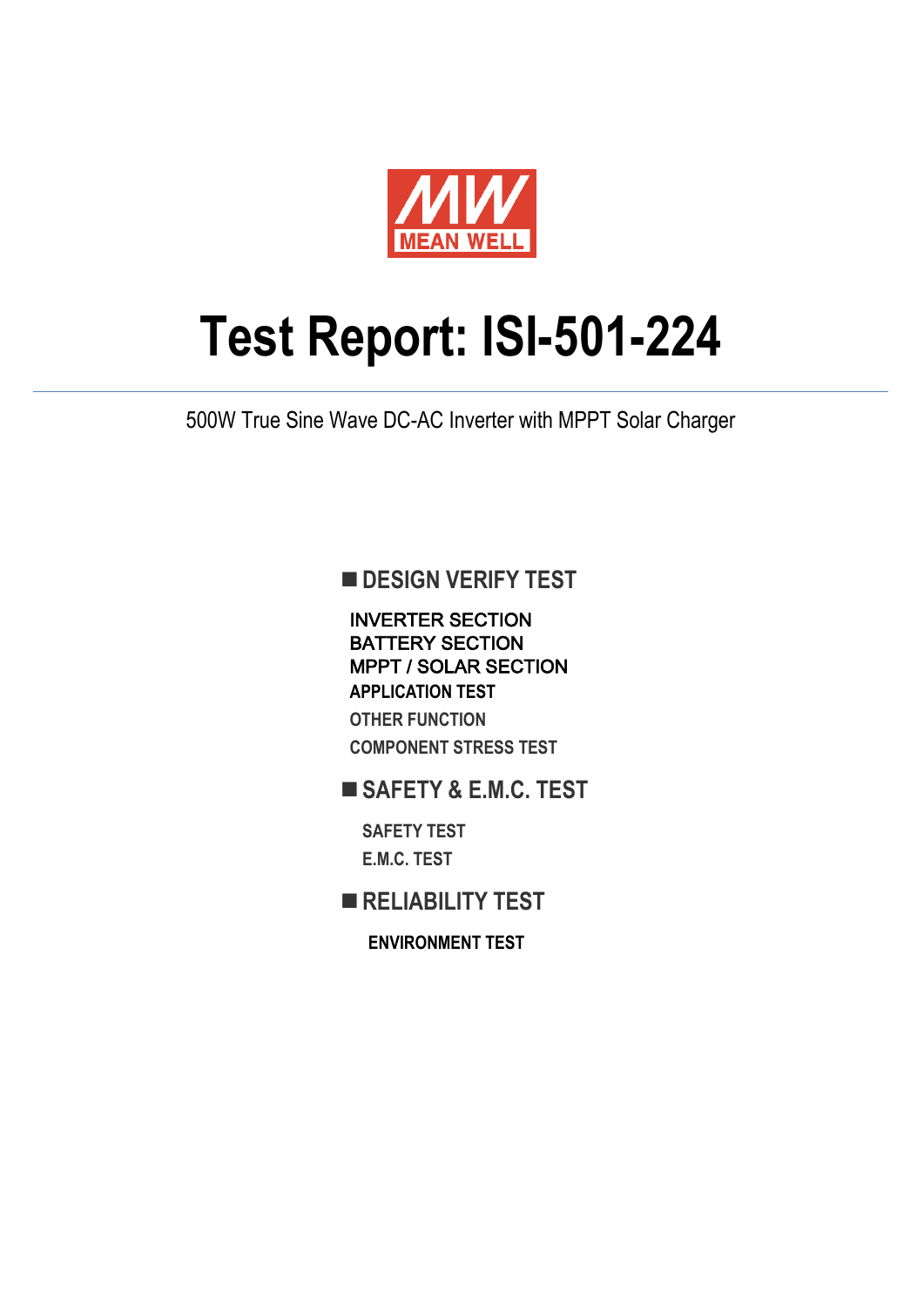MEAN WELL

# Test Report: ISI-501-224

500W True Sine Wave DC-AC Inverter with MPPT Solar Charger

## ■ DESIGN VERIFY TEST

- INVERTER SECTION
- BATTERY SECTION
- MPPT / SOLAR SECTION
- APPLICATION TEST
- OTHER FUNCTION
- COMPONENT STRESS TEST

## ■ SAFETY & E.M.C. TEST

- SAFETY TEST
- E.M.C. TEST

## ■ RELIABILITY TEST

- ENVIRONMENT TEST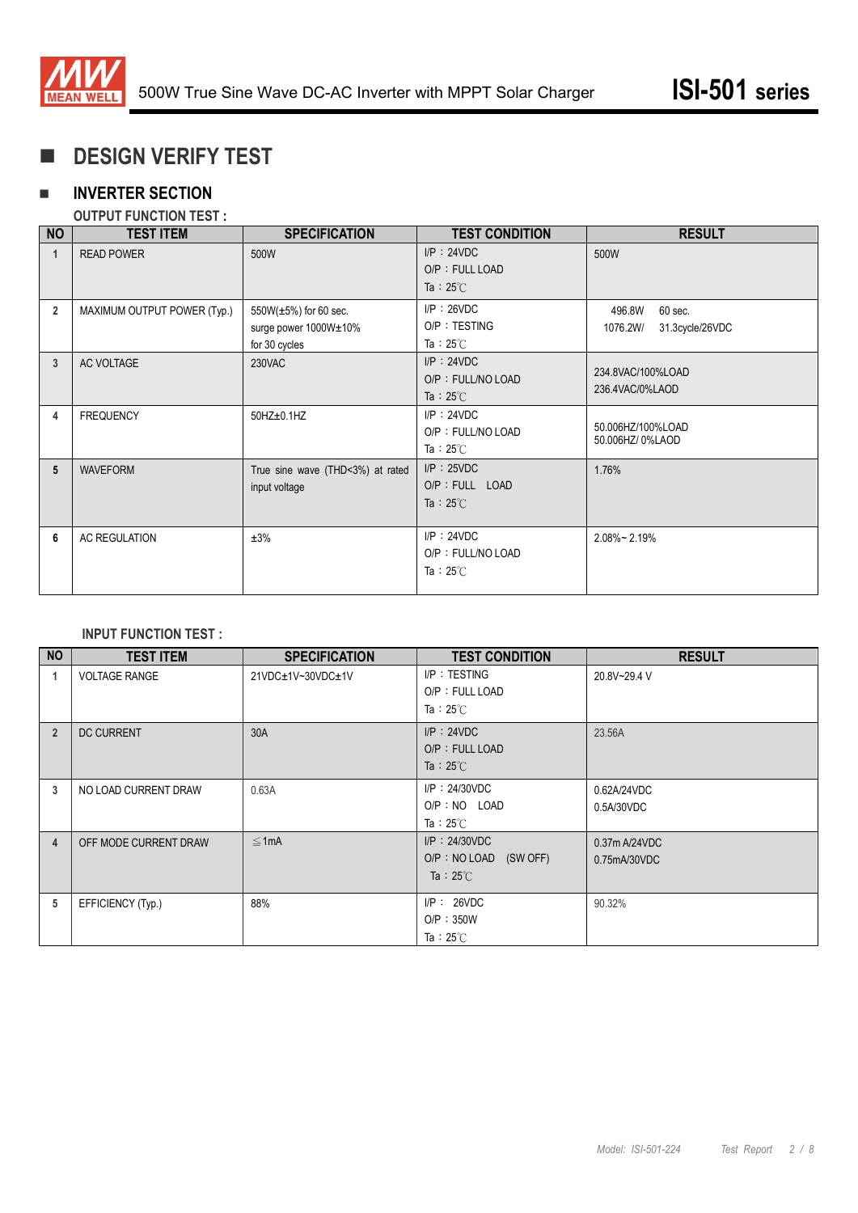# DESIGN VERIFY TEST

## INVERTER SECTION

### OUTPUT FUNCTION TEST :

| NO | TEST ITEM | SPECIFICATION | TEST CONDITION | RESULT |
|---|---|---|---|---|
| 1 | READ POWER | 500W | I/P：24VDC<br>O/P：FULL LOAD<br>Ta：25℃ | 500W |
| 2 | MAXIMUM OUTPUT POWER (Typ.) | 550W(±5%) for 60 sec.<br>surge power 1000W±10% for 30 cycles | I/P：26VDC<br>O/P：TESTING<br>Ta：25℃ | 496.8W 60 sec.<br>1076.2W/ 31.3cycle/26VDC |
| 3 | AC VOLTAGE | 230VAC | I/P：24VDC<br>O/P：FULL/NO LOAD<br>Ta：25℃ | 234.8VAC/100%LOAD<br>236.4VAC/0%LAOD |
| 4 | FREQUENCY | 50HZ±0.1HZ | I/P：24VDC<br>O/P：FULL/NO LOAD<br>Ta：25℃ | 50.006HZ/100%LOAD<br>50.006HZ/ 0%LAOD |
| 5 | WAVEFORM | True sine wave (THD<3%) at rated input voltage | I/P：25VDC<br>O/P：FULL LOAD<br>Ta：25℃ | 1.76% |
| 6 | AC REGULATION | ±3% | I/P：24VDC<br>O/P：FULL/NO LOAD<br>Ta：25℃ | 2.08%~ 2.19% |

### INPUT FUNCTION TEST :

| NO | TEST ITEM | SPECIFICATION | TEST CONDITION | RESULT |
|---|---|---|---|---|
| 1 | VOLTAGE RANGE | 21VDC±1V~30VDC±1V | I/P：TESTING<br>O/P：FULL LOAD<br>Ta：25℃ | 20.8V~29.4 V |
| 2 | DC CURRENT | 30A | I/P：24VDC<br>O/P：FULL LOAD<br>Ta：25℃ | 23.56A |
| 3 | NO LOAD CURRENT DRAW | 0.63A | I/P：24/30VDC<br>O/P：NO LOAD<br>Ta：25℃ | 0.62A/24VDC<br>0.5A/30VDC |
| 4 | OFF MODE CURRENT DRAW | ≦1mA | I/P：24/30VDC<br>O/P：NO LOAD (SW OFF)<br>Ta：25℃ | 0.37m A/24VDC<br>0.75mA/30VDC |
| 5 | EFFICIENCY (Typ.) | 88% | I/P： 26VDC<br>O/P：350W<br>Ta：25℃ | 90.32% |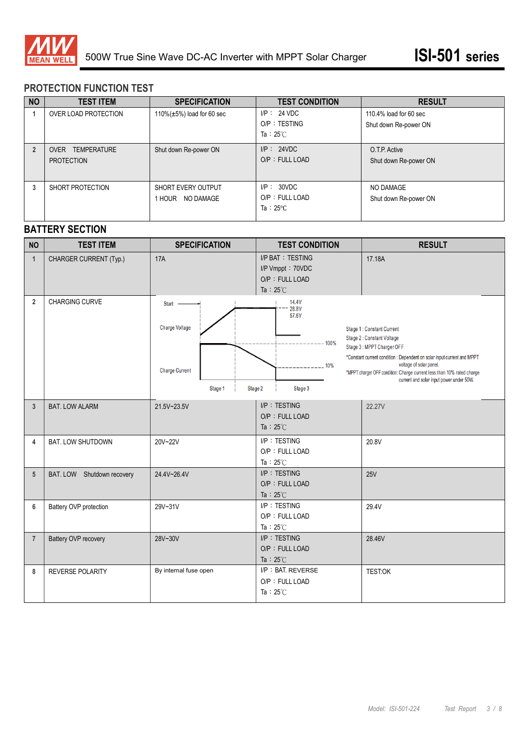## PROTECTION FUNCTION TEST

| NO | TEST ITEM | SPECIFICATION | TEST CONDITION | RESULT |
|---|---|---|---|---|
| 1 | OVER LOAD PROTECTION | 110%(±5%) load for 60 sec | I/P : 24 VDC<br>O/P : TESTING<br>Ta : 25℃ | 110.4% load for 60 sec<br>Shut down Re-power ON |
| 2 | OVER TEMPERATURE PROTECTION | Shut down Re-power ON | I/P : 24VDC<br>O/P : FULL LOAD | O.T.P. Active<br>Shut down Re-power ON |
| 3 | SHORT PROTECTION | SHORT EVERY OUTPUT<br>1 HOUR NO DAMAGE | I/P : 30VDC<br>O/P : FULL LOAD<br>Ta : 25℃ | NO DAMAGE<br>Shut down Re-power ON |

## BATTERY SECTION

| NO | TEST ITEM | SPECIFICATION | TEST CONDITION | RESULT |
|---|---|---|---|---|
| 1 | CHARGER CURRENT (Typ.) | 17A | I/P BAT : TESTING<br>I/P Vmppt : 70VDC<br>O/P : FULL LOAD<br>Ta : 25℃ | 17.18A |
| 2 | CHARGING CURVE | Start; Charge Voltage; Charge Current; 14.4V / 28.8V / 57.6V; 100%; 10%; Stage 1; Stage 2; Stage 3 | | Stage 1 : Constant Current<br>Stage 2 : Constant Voltage<br>Stage 3 : MPPT Charger OFF<br>*Constant current condition : Dependent on solar input current and MPPT voltage of solar panel.<br>*MPPT charger OFF condition: Charge current less than 10% rated charge current and solar input power under 50W. |
| 3 | BAT. LOW ALARM | 21.5V~23.5V | I/P : TESTING<br>O/P : FULL LOAD<br>Ta : 25℃ | 22.27V |
| 4 | BAT. LOW SHUTDOWN | 20V~22V | I/P : TESTING<br>O/P : FULL LOAD<br>Ta : 25℃ | 20.8V |
| 5 | BAT. LOW Shutdown recovery | 24.4V~26.4V | I/P : TESTING<br>O/P : FULL LOAD<br>Ta : 25℃ | 25V |
| 6 | Battery OVP protection | 29V~31V | I/P : TESTING<br>O/P : FULL LOAD<br>Ta : 25℃ | 29.4V |
| 7 | Battery OVP recovery | 28V~30V | I/P : TESTING<br>O/P : FULL LOAD<br>Ta : 25℃ | 28.46V |
| 8 | REVERSE POLARITY | By internal fuse open | I/P : BAT. REVERSE<br>O/P : FULL LOAD<br>Ta : 25℃ | TEST:OK |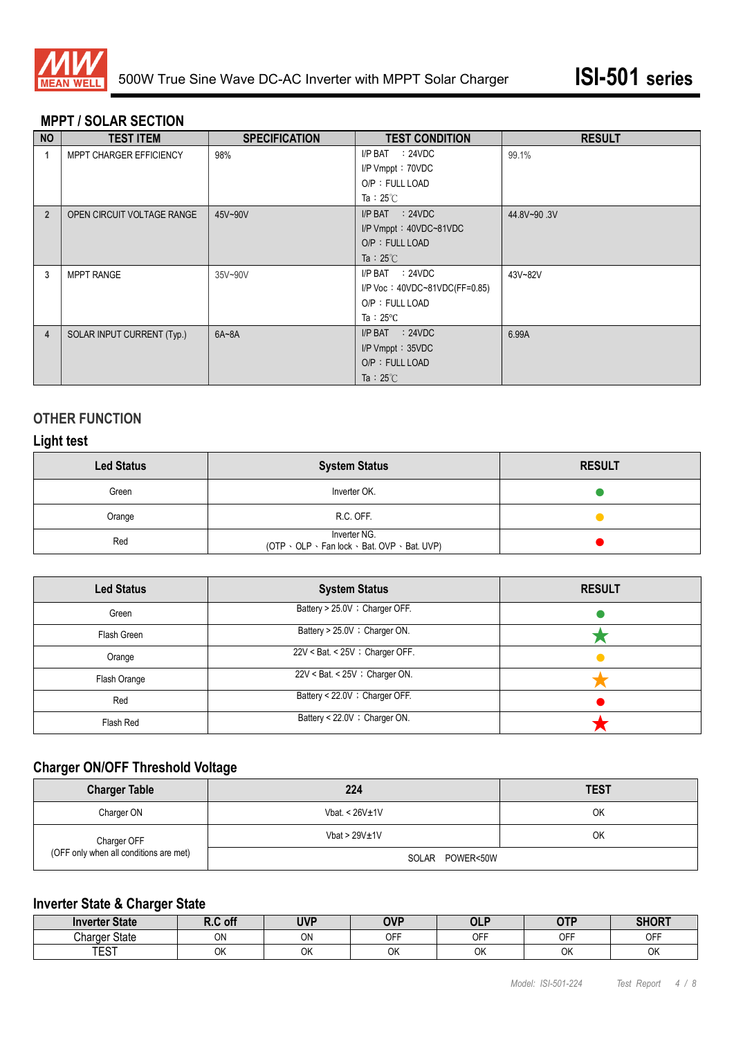## MPPT / SOLAR SECTION

| NO | TEST ITEM | SPECIFICATION | TEST CONDITION | RESULT |
|---|---|---|---|---|
| 1 | MPPT CHARGER EFFICIENCY | 98% | I/P BAT ：24VDC<br>I/P Vmppt：70VDC<br>O/P：FULL LOAD<br>Ta：25℃ | 99.1% |
| 2 | OPEN CIRCUIT VOLTAGE RANGE | 45V~90V | I/P BAT ：24VDC<br>I/P Vmppt：40VDC~81VDC<br>O/P：FULL LOAD<br>Ta：25℃ | 44.8V~90 .3V |
| 3 | MPPT RANGE | 35V~90V | I/P BAT ：24VDC<br>I/P Voc：40VDC~81VDC(FF=0.85)<br>O/P：FULL LOAD<br>Ta：25℃ | 43V~82V |
| 4 | SOLAR INPUT CURRENT (Typ.) | 6A~8A | I/P BAT ：24VDC<br>I/P Vmppt：35VDC<br>O/P：FULL LOAD<br>Ta：25℃ | 6.99A |

## OTHER FUNCTION

### Light test

| Led Status | System Status | RESULT |
|---|---|---|
| Green | Inverter OK. | ● (green) |
| Orange | R.C. OFF. | ● (orange) |
| Red | Inverter NG.<br>(OTP、OLP、Fan lock、Bat. OVP、Bat. UVP) | ● (red) |

| Led Status | System Status | RESULT |
|---|---|---|
| Green | Battery > 25.0V；Charger OFF. | ● (green) |
| Flash Green | Battery > 25.0V；Charger ON. | ★ (green) |
| Orange | 22V < Bat. < 25V；Charger OFF. | ● (orange) |
| Flash Orange | 22V < Bat. < 25V；Charger ON. | ★ (orange) |
| Red | Battery < 22.0V；Charger OFF. | ● (red) |
| Flash Red | Battery < 22.0V；Charger ON. | ★ (red) |

### Charger ON/OFF Threshold Voltage

| Charger Table | 224 | TEST |
|---|---|---|
| Charger ON | Vbat. < 26V±1V | OK |
| Charger OFF<br>(OFF only when all conditions are met) | Vbat > 29V±1V | OK |
| | SOLAR POWER<50W | |

### Inverter State & Charger State

| Inverter State | R.C off | UVP | OVP | OLP | OTP | SHORT |
|---|---|---|---|---|---|---|
| Charger State | ON | ON | OFF | OFF | OFF | OFF |
| TEST | OK | OK | OK | OK | OK | OK |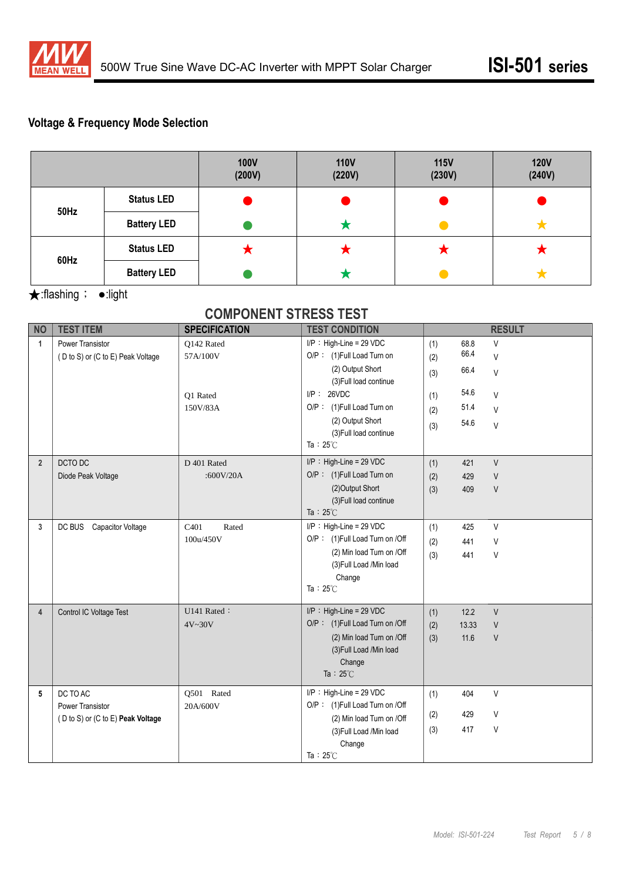## Voltage & Frequency Mode Selection

| | | 100V (200V) | 110V (220V) | 115V (230V) | 120V (240V) |
|---|---|---|---|---|---|
| 50Hz | Status LED | ● (red) | ● (red) | ● (red) | ● (red) |
| | Battery LED | ● (green) | ★ (green) | ● (yellow) | ★ (yellow) |
| 60Hz | Status LED | ★ (red) | ★ (red) | ★ (red) | ★ (red) |
| | Battery LED | ● (green) | ★ (green) | ● (yellow) | ★ (yellow) |

★:flashing ; ●:light

## COMPONENT STRESS TEST

| NO | TEST ITEM | SPECIFICATION | TEST CONDITION | RESULT |
|---|---|---|---|---|
| 1 | Power Transistor ( D to S) or (C to E) Peak Voltage | Q142 Rated 57A/100V<br><br>Q1 Rated 150V/83A | I/P : High-Line = 29 VDC<br>O/P : (1)Full Load Turn on<br>(2) Output Short<br>(3)Full load continue<br>I/P : 26VDC<br>O/P : (1)Full Load Turn on<br>(2) Output Short<br>(3)Full load continue<br>Ta : 25℃ | (1) 68.8 V<br>(2) 66.4 V<br>(3) 66.4 V<br>(1) 54.6 V<br>(2) 51.4 V<br>(3) 54.6 V |
| 2 | DCTO DC Diode Peak Voltage | D 401 Rated :600V/20A | I/P : High-Line = 29 VDC<br>O/P : (1)Full Load Turn on<br>(2)Output Short<br>(3)Full load continue<br>Ta : 25℃ | (1) 421 V<br>(2) 429 V<br>(3) 409 V |
| 3 | DC BUS Capacitor Voltage | C401 Rated 100u/450V | I/P : High-Line = 29 VDC<br>O/P : (1)Full Load Turn on /Off<br>(2) Min load Turn on /Off<br>(3)Full Load /Min load Change<br>Ta : 25℃ | (1) 425 V<br>(2) 441 V<br>(3) 441 V |
| 4 | Control IC Voltage Test | U141 Rated : 4V~30V | I/P : High-Line = 29 VDC<br>O/P : (1)Full Load Turn on /Off<br>(2) Min load Turn on /Off<br>(3)Full Load /Min load Change<br>Ta : 25℃ | (1) 12.2 V<br>(2) 13.33 V<br>(3) 11.6 V |
| 5 | DC TO AC Power Transistor ( D to S) or (C to E) **Peak Voltage** | Q501 Rated 20A/600V | I/P : High-Line = 29 VDC<br>O/P : (1)Full Load Turn on /Off<br>(2) Min load Turn on /Off<br>(3)Full Load /Min load Change<br>Ta : 25℃ | (1) 404 V<br>(2) 429 V<br>(3) 417 V |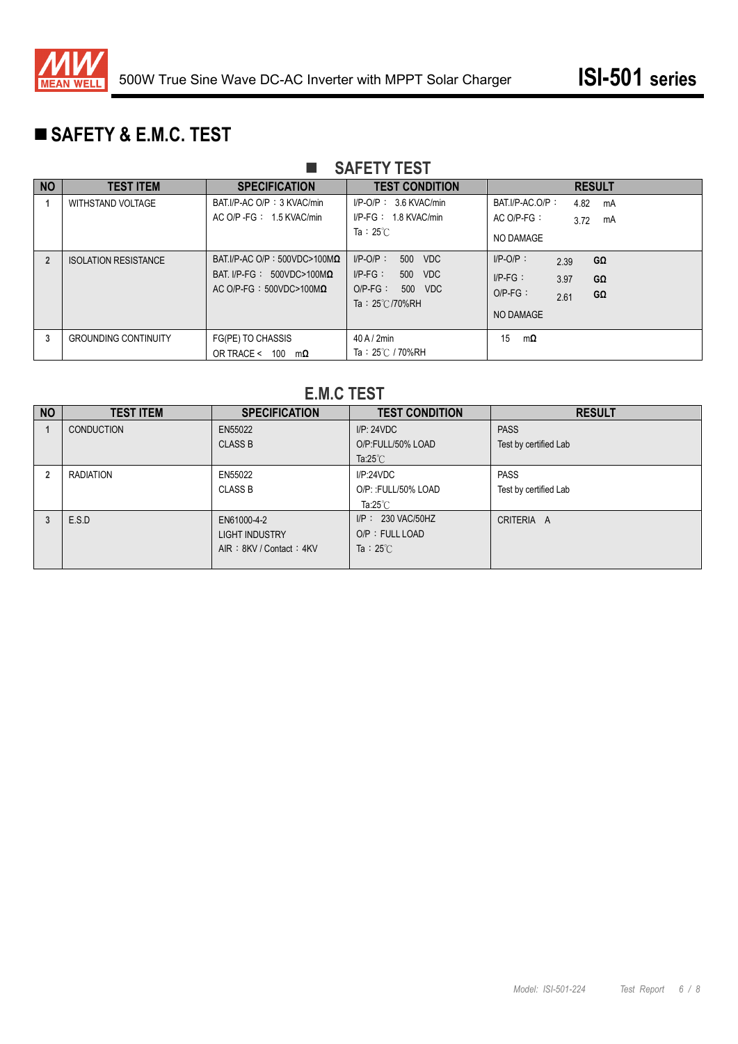## ■ SAFETY & E.M.C. TEST

### ■ SAFETY TEST

| NO | TEST ITEM | SPECIFICATION | TEST CONDITION | RESULT |
|---|---|---|---|---|
| 1 | WITHSTAND VOLTAGE | BAT.I/P-AC O/P：3 KVAC/min<br>AC O/P -FG： 1.5 KVAC/min | I/P-O/P： 3.6 KVAC/min<br>I/P-FG： 1.8 KVAC/min<br>Ta：25℃ | BAT.I/P-AC.O/P： 4.82 mA<br>AC O/P-FG： 3.72 mA<br>NO DAMAGE |
| 2 | ISOLATION RESISTANCE | BAT.I/P-AC O/P：500VDC>100MΩ<br>BAT. I/P-FG： 500VDC>100MΩ<br>AC O/P-FG：500VDC>100MΩ | I/P-O/P： 500 VDC<br>I/P-FG： 500 VDC<br>O/P-FG： 500 VDC<br>Ta：25℃/70%RH | I/P-O/P： 2.39 GΩ<br>I/P-FG： 3.97 GΩ<br>O/P-FG： 2.61 GΩ<br>NO DAMAGE |
| 3 | GROUNDING CONTINUITY | FG(PE) TO CHASSIS<br>OR TRACE < 100 mΩ | 40 A / 2min<br>Ta：25℃ / 70%RH | 15 mΩ |

### E.M.C TEST

| NO | TEST ITEM | SPECIFICATION | TEST CONDITION | RESULT |
|---|---|---|---|---|
| 1 | CONDUCTION | EN55022<br>CLASS B | I/P: 24VDC<br>O/P:FULL/50% LOAD<br>Ta:25℃ | PASS<br>Test by certified Lab |
| 2 | RADIATION | EN55022<br>CLASS B | I/P:24VDC<br>O/P: :FULL/50% LOAD<br>Ta:25℃ | PASS<br>Test by certified Lab |
| 3 | E.S.D | EN61000-4-2<br>LIGHT INDUSTRY<br>AIR：8KV / Contact：4KV | I/P： 230 VAC/50HZ<br>O/P：FULL LOAD<br>Ta：25℃ | CRITERIA A |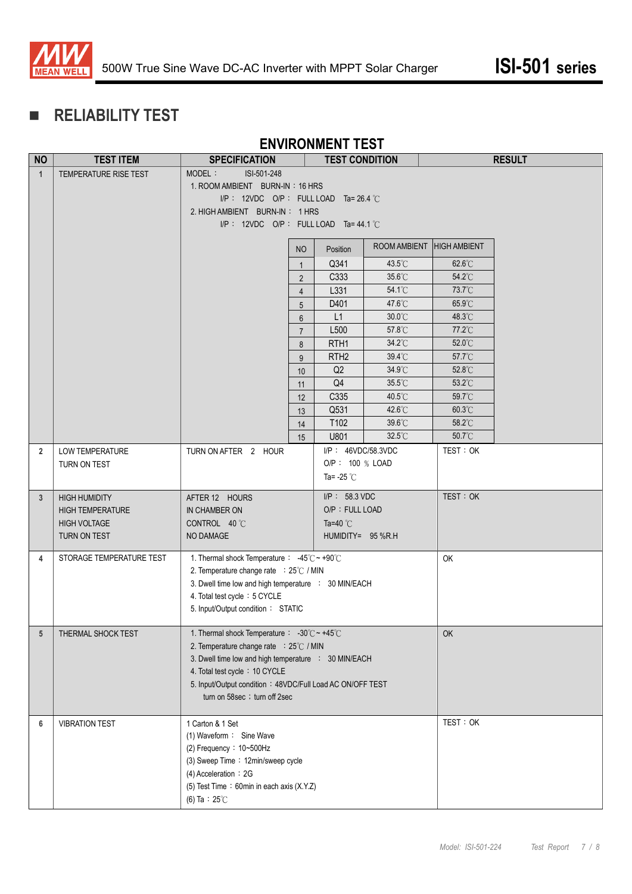## ■ RELIABILITY TEST

### ENVIRONMENT TEST

| NO | TEST ITEM | SPECIFICATION | TEST CONDITION | RESULT |
|---|---|---|---|---|
| 1 | TEMPERATURE RISE TEST | MODEL： ISI-501-248<br>1. ROOM AMBIENT BURN-IN：16 HRS<br>I/P： 12VDC O/P： FULL LOAD Ta= 26.4 ℃<br>2. HIGH AMBIENT BURN-IN： 1 HRS<br>I/P： 12VDC O/P： FULL LOAD Ta= 44.1 ℃ | | |
| 2 | LOW TEMPERATURE TURN ON TEST | TURN ON AFTER 2 HOUR | I/P： 46VDC/58.3VDC<br>O/P： 100 ％ LOAD<br>Ta= -25 ℃ | TEST：OK |
| 3 | HIGH HUMIDITY HIGH TEMPERATURE HIGH VOLTAGE TURN ON TEST | AFTER 12 HOURS<br>IN CHAMBER ON<br>CONTROL 40 ℃<br>NO DAMAGE | I/P： 58.3 VDC<br>O/P：FULL LOAD<br>Ta=40 ℃<br>HUMIDITY= 95 %R.H | TEST：OK |
| 4 | STORAGE TEMPERATURE TEST | 1. Thermal shock Temperature： -45℃ ~ +90℃<br>2. Temperature change rate ：25℃ / MIN<br>3. Dwell time low and high temperature ： 30 MIN/EACH<br>4. Total test cycle：5 CYCLE<br>5. Input/Output condition： STATIC | | OK |
| 5 | THERMAL SHOCK TEST | 1. Thermal shock Temperature： -30℃ ~ +45℃<br>2. Temperature change rate ：25℃ / MIN<br>3. Dwell time low and high temperature ： 30 MIN/EACH<br>4. Total test cycle：10 CYCLE<br>5. Input/Output condition：48VDC/Full Load AC ON/OFF TEST<br>turn on 58sec：turn off 2sec | | OK |
| 6 | VIBRATION TEST | 1 Carton & 1 Set<br>(1) Waveform： Sine Wave<br>(2) Frequency：10~500Hz<br>(3) Sweep Time：12min/sweep cycle<br>(4) Acceleration：2G<br>(5) Test Time：60min in each axis (X.Y.Z)<br>(6) Ta：25℃ | | TEST：OK |

Temperature rise test results (Test 1):

| NO | Position | ROOM AMBIENT | HIGH AMBIENT |
|---|---|---|---|
| 1 | Q341 | 43.5℃ | 62.6℃ |
| 2 | C333 | 35.6℃ | 54.2℃ |
| 4 | L331 | 54.1℃ | 73.7℃ |
| 5 | D401 | 47.6℃ | 65.9℃ |
| 6 | L1 | 30.0℃ | 48.3℃ |
| 7 | L500 | 57.8℃ | 77.2℃ |
| 8 | RTH1 | 34.2℃ | 52.0℃ |
| 9 | RTH2 | 39.4℃ | 57.7℃ |
| 10 | Q2 | 34.9℃ | 52.8℃ |
| 11 | Q4 | 35.5℃ | 53.2℃ |
| 12 | C335 | 40.5℃ | 59.7℃ |
| 13 | Q531 | 42.6℃ | 60.3℃ |
| 14 | T102 | 39.6℃ | 58.2℃ |
| 15 | U801 | 32.5℃ | 50.7℃ |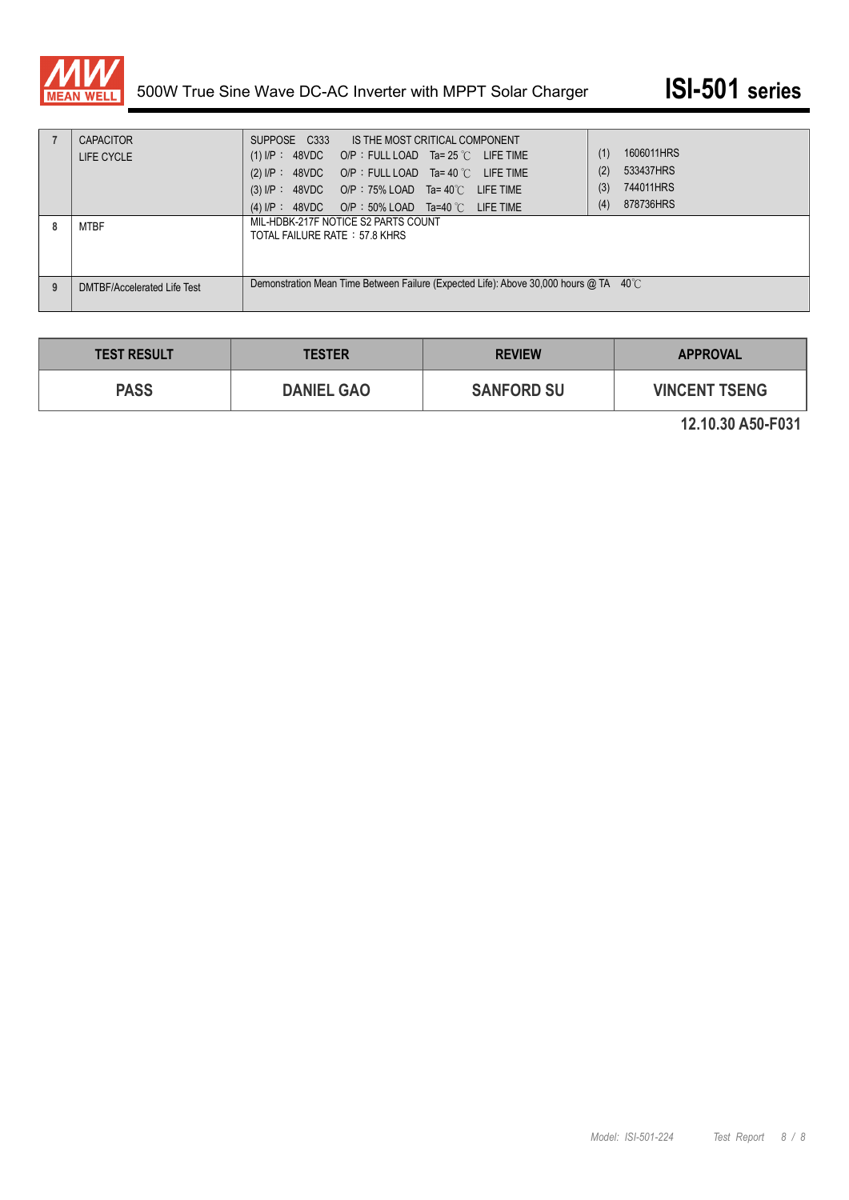| | | | |
|---|---|---|---|
| 7 | CAPACITOR LIFE CYCLE | SUPPOSE C333 IS THE MOST CRITICAL COMPONENT<br>(1) I/P： 48VDC O/P：FULL LOAD Ta= 25 ℃ LIFE TIME<br>(2) I/P： 48VDC O/P：FULL LOAD Ta= 40 ℃ LIFE TIME<br>(3) I/P： 48VDC O/P：75% LOAD Ta= 40℃ LIFE TIME<br>(4) I/P： 48VDC O/P：50% LOAD Ta=40 ℃ LIFE TIME | (1) 1606011HRS<br>(2) 533437HRS<br>(3) 744011HRS<br>(4) 878736HRS |
| 8 | MTBF | MIL-HDBK-217F NOTICE S2 PARTS COUNT<br>TOTAL FAILURE RATE：57.8 KHRS | |
| 9 | DMTBF/Accelerated Life Test | Demonstration Mean Time Between Failure (Expected Life): Above 30,000 hours @ TA 40℃ | |

| TEST RESULT | TESTER | REVIEW | APPROVAL |
|---|---|---|---|
| **PASS** | **DANIEL GAO** | **SANFORD SU** | **VINCENT TSENG** |

**12.10.30 A50-F031**